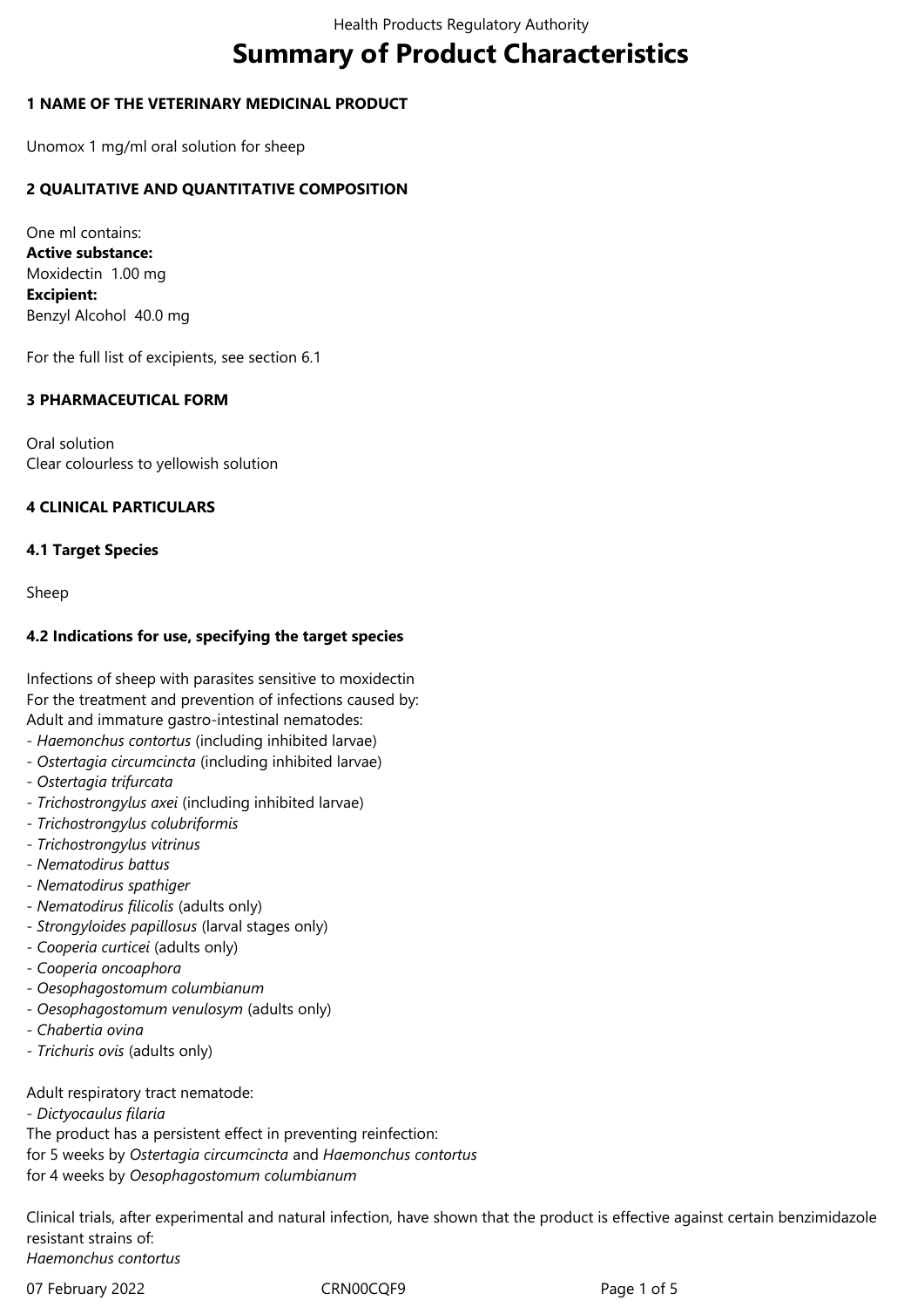# Summary of Product Characteristics

## 1 NAME OF THE VETERINARY MEDICINAL PRODUCT

Unomox 1 mg/ml oral solution for sheep

## 2 QUALITATIVE AND QUANTITATIVE COMPOSITION

One ml contains:
**Active substance:**
Moxidectin 1.00 mg
**Excipient:**
Benzyl Alcohol 40.0 mg

For the full list of excipients, see section 6.1

## 3 PHARMACEUTICAL FORM

Oral solution
Clear colourless to yellowish solution

## 4 CLINICAL PARTICULARS

### 4.1 Target Species

Sheep

### 4.2 Indications for use, specifying the target species

Infections of sheep with parasites sensitive to moxidectin
For the treatment and prevention of infections caused by:
Adult and immature gastro-intestinal nematodes:
- *Haemonchus contortus* (including inhibited larvae)
- *Ostertagia circumcincta* (including inhibited larvae)
- *Ostertagia trifurcata*
- *Trichostrongylus axei* (including inhibited larvae)
- *Trichostrongylus colubriformis*
- *Trichostrongylus vitrinus*
- *Nematodirus battus*
- *Nematodirus spathiger*
- *Nematodirus filicolis* (adults only)
- *Strongyloides papillosus* (larval stages only)
- *Cooperia curticei* (adults only)
- *Cooperia oncoaphora*
- *Oesophagostomum columbianum*
- *Oesophagostomum venulosym* (adults only)
- *Chabertia ovina*
- *Trichuris ovis* (adults only)

Adult respiratory tract nematode:
- *Dictyocaulus filaria*

The product has a persistent effect in preventing reinfection:
for 5 weeks by *Ostertagia circumcincta* and *Haemonchus contortus*
for 4 weeks by *Oesophagostomum columbianum*

Clinical trials, after experimental and natural infection, have shown that the product is effective against certain benzimidazole resistant strains of:
*Haemonchus contortus*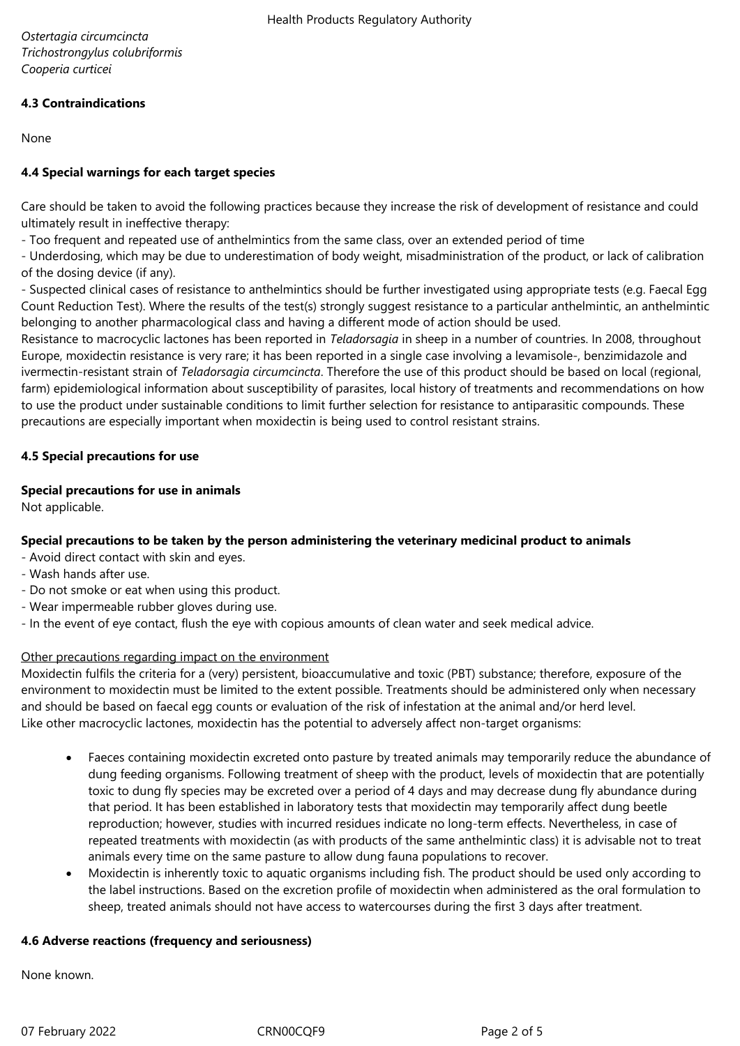*Ostertagia circumcincta*
*Trichostrongylus colubriformis*
*Cooperia curticei*

**4.3 Contraindications**

None

**4.4 Special warnings for each target species**

Care should be taken to avoid the following practices because they increase the risk of development of resistance and could ultimately result in ineffective therapy:
- Too frequent and repeated use of anthelmintics from the same class, over an extended period of time
- Underdosing, which may be due to underestimation of body weight, misadministration of the product, or lack of calibration of the dosing device (if any).
- Suspected clinical cases of resistance to anthelmintics should be further investigated using appropriate tests (e.g. Faecal Egg Count Reduction Test). Where the results of the test(s) strongly suggest resistance to a particular anthelmintic, an anthelmintic belonging to another pharmacological class and having a different mode of action should be used.

Resistance to macrocyclic lactones has been reported in *Teladorsagia* in sheep in a number of countries. In 2008, throughout Europe, moxidectin resistance is very rare; it has been reported in a single case involving a levamisole-, benzimidazole and ivermectin-resistant strain of *Teladorsagia circumcincta*. Therefore the use of this product should be based on local (regional, farm) epidemiological information about susceptibility of parasites, local history of treatments and recommendations on how to use the product under sustainable conditions to limit further selection for resistance to antiparasitic compounds. These precautions are especially important when moxidectin is being used to control resistant strains.

**4.5 Special precautions for use**

**Special precautions for use in animals**
Not applicable.

**Special precautions to be taken by the person administering the veterinary medicinal product to animals**
- Avoid direct contact with skin and eyes.
- Wash hands after use.
- Do not smoke or eat when using this product.
- Wear impermeable rubber gloves during use.
- In the event of eye contact, flush the eye with copious amounts of clean water and seek medical advice.

Other precautions regarding impact on the environment

Moxidectin fulfils the criteria for a (very) persistent, bioaccumulative and toxic (PBT) substance; therefore, exposure of the environment to moxidectin must be limited to the extent possible. Treatments should be administered only when necessary and should be based on faecal egg counts or evaluation of the risk of infestation at the animal and/or herd level.
Like other macrocyclic lactones, moxidectin has the potential to adversely affect non-target organisms:

- Faeces containing moxidectin excreted onto pasture by treated animals may temporarily reduce the abundance of dung feeding organisms. Following treatment of sheep with the product, levels of moxidectin that are potentially toxic to dung fly species may be excreted over a period of 4 days and may decrease dung fly abundance during that period. It has been established in laboratory tests that moxidectin may temporarily affect dung beetle reproduction; however, studies with incurred residues indicate no long-term effects. Nevertheless, in case of repeated treatments with moxidectin (as with products of the same anthelmintic class) it is advisable not to treat animals every time on the same pasture to allow dung fauna populations to recover.
- Moxidectin is inherently toxic to aquatic organisms including fish. The product should be used only according to the label instructions. Based on the excretion profile of moxidectin when administered as the oral formulation to sheep, treated animals should not have access to watercourses during the first 3 days after treatment.

**4.6 Adverse reactions (frequency and seriousness)**

None known.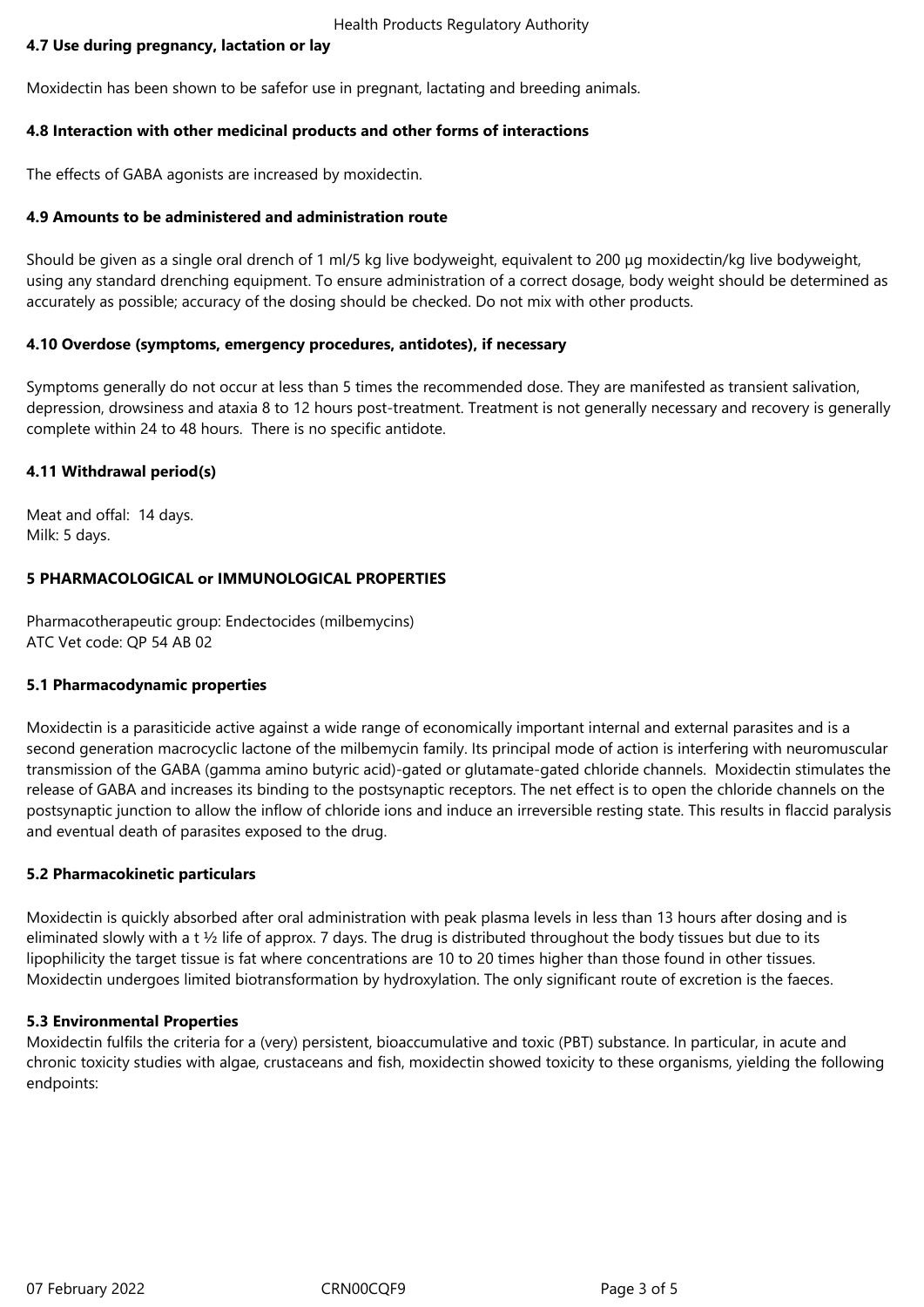#### 4.7 Use during pregnancy, lactation or lay

Moxidectin has been shown to be safefor use in pregnant, lactating and breeding animals.

#### 4.8 Interaction with other medicinal products and other forms of interactions

The effects of GABA agonists are increased by moxidectin.

#### 4.9 Amounts to be administered and administration route

Should be given as a single oral drench of 1 ml/5 kg live bodyweight, equivalent to 200 µg moxidectin/kg live bodyweight, using any standard drenching equipment. To ensure administration of a correct dosage, body weight should be determined as accurately as possible; accuracy of the dosing should be checked. Do not mix with other products.

#### 4.10 Overdose (symptoms, emergency procedures, antidotes), if necessary

Symptoms generally do not occur at less than 5 times the recommended dose. They are manifested as transient salivation, depression, drowsiness and ataxia 8 to 12 hours post-treatment. Treatment is not generally necessary and recovery is generally complete within 24 to 48 hours. There is no specific antidote.

#### 4.11 Withdrawal period(s)

Meat and offal: 14 days.
Milk: 5 days.

### 5 PHARMACOLOGICAL or IMMUNOLOGICAL PROPERTIES

Pharmacotherapeutic group: Endectocides (milbemycins)
ATC Vet code: QP 54 AB 02

#### 5.1 Pharmacodynamic properties

Moxidectin is a parasiticide active against a wide range of economically important internal and external parasites and is a second generation macrocyclic lactone of the milbemycin family. Its principal mode of action is interfering with neuromuscular transmission of the GABA (gamma amino butyric acid)-gated or glutamate-gated chloride channels. Moxidectin stimulates the release of GABA and increases its binding to the postsynaptic receptors. The net effect is to open the chloride channels on the postsynaptic junction to allow the inflow of chloride ions and induce an irreversible resting state. This results in flaccid paralysis and eventual death of parasites exposed to the drug.

#### 5.2 Pharmacokinetic particulars

Moxidectin is quickly absorbed after oral administration with peak plasma levels in less than 13 hours after dosing and is eliminated slowly with a t ½ life of approx. 7 days. The drug is distributed throughout the body tissues but due to its lipophilicity the target tissue is fat where concentrations are 10 to 20 times higher than those found in other tissues. Moxidectin undergoes limited biotransformation by hydroxylation. The only significant route of excretion is the faeces.

#### 5.3 Environmental Properties

Moxidectin fulfils the criteria for a (very) persistent, bioaccumulative and toxic (PBT) substance. In particular, in acute and chronic toxicity studies with algae, crustaceans and fish, moxidectin showed toxicity to these organisms, yielding the following endpoints: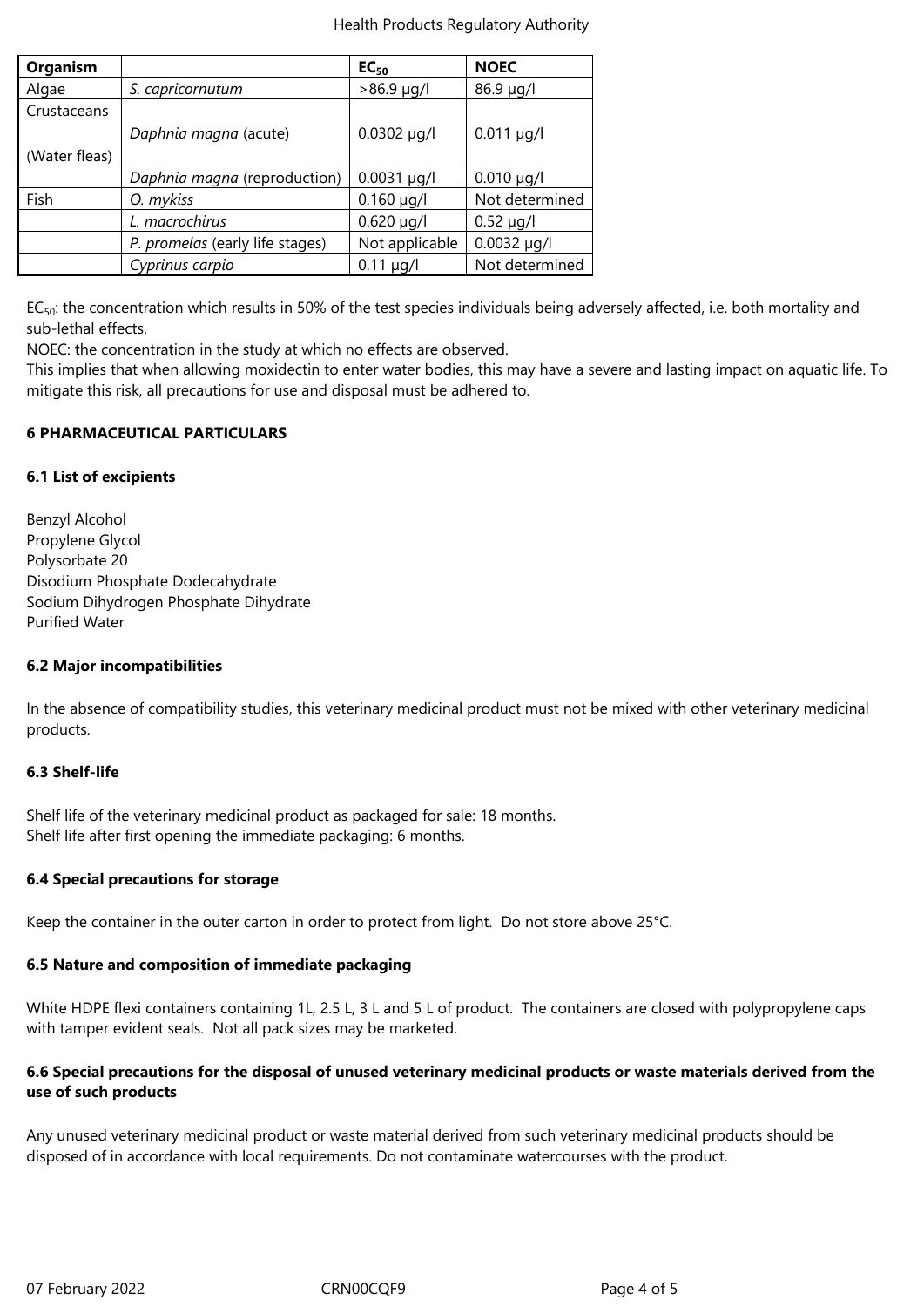| Organism | | $EC_{50}$ | NOEC |
|---|---|---|---|
| Algae | *S. capricornutum* | >86.9 µg/l | 86.9 µg/l |
| Crustaceans (Water fleas) | *Daphnia magna* (acute) | 0.0302 µg/l | 0.011 µg/l |
| | *Daphnia magna* (reproduction) | 0.0031 µg/l | 0.010 µg/l |
| Fish | *O. mykiss* | 0.160 µg/l | Not determined |
| | *L. macrochirus* | 0.620 µg/l | 0.52 µg/l |
| | *P. promelas* (early life stages) | Not applicable | 0.0032 µg/l |
| | *Cyprinus carpio* | 0.11 µg/l | Not determined |

$EC_{50}$: the concentration which results in 50% of the test species individuals being adversely affected, i.e. both mortality and sub-lethal effects.
NOEC: the concentration in the study at which no effects are observed.
This implies that when allowing moxidectin to enter water bodies, this may have a severe and lasting impact on aquatic life. To mitigate this risk, all precautions for use and disposal must be adhered to.

## 6 PHARMACEUTICAL PARTICULARS

### 6.1 List of excipients

Benzyl Alcohol
Propylene Glycol
Polysorbate 20
Disodium Phosphate Dodecahydrate
Sodium Dihydrogen Phosphate Dihydrate
Purified Water

### 6.2 Major incompatibilities

In the absence of compatibility studies, this veterinary medicinal product must not be mixed with other veterinary medicinal products.

### 6.3 Shelf-life

Shelf life of the veterinary medicinal product as packaged for sale: 18 months.
Shelf life after first opening the immediate packaging: 6 months.

### 6.4 Special precautions for storage

Keep the container in the outer carton in order to protect from light. Do not store above 25°C.

### 6.5 Nature and composition of immediate packaging

White HDPE flexi containers containing 1L, 2.5 L, 3 L and 5 L of product. The containers are closed with polypropylene caps with tamper evident seals. Not all pack sizes may be marketed.

### 6.6 Special precautions for the disposal of unused veterinary medicinal products or waste materials derived from the use of such products

Any unused veterinary medicinal product or waste material derived from such veterinary medicinal products should be disposed of in accordance with local requirements. Do not contaminate watercourses with the product.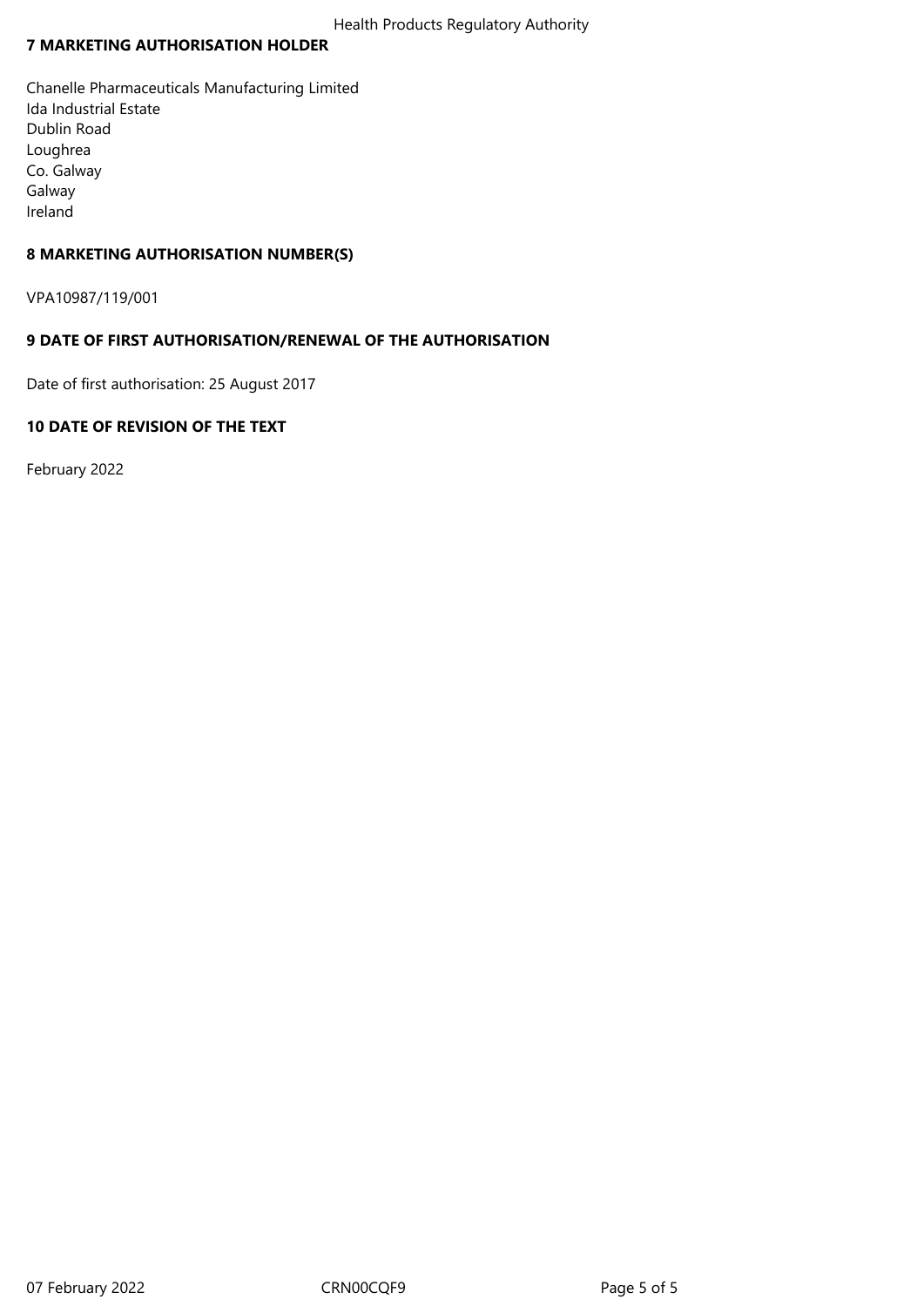## 7 MARKETING AUTHORISATION HOLDER

Chanelle Pharmaceuticals Manufacturing Limited
Ida Industrial Estate
Dublin Road
Loughrea
Co. Galway
Galway
Ireland

## 8 MARKETING AUTHORISATION NUMBER(S)

VPA10987/119/001

## 9 DATE OF FIRST AUTHORISATION/RENEWAL OF THE AUTHORISATION

Date of first authorisation: 25 August 2017

## 10 DATE OF REVISION OF THE TEXT

February 2022